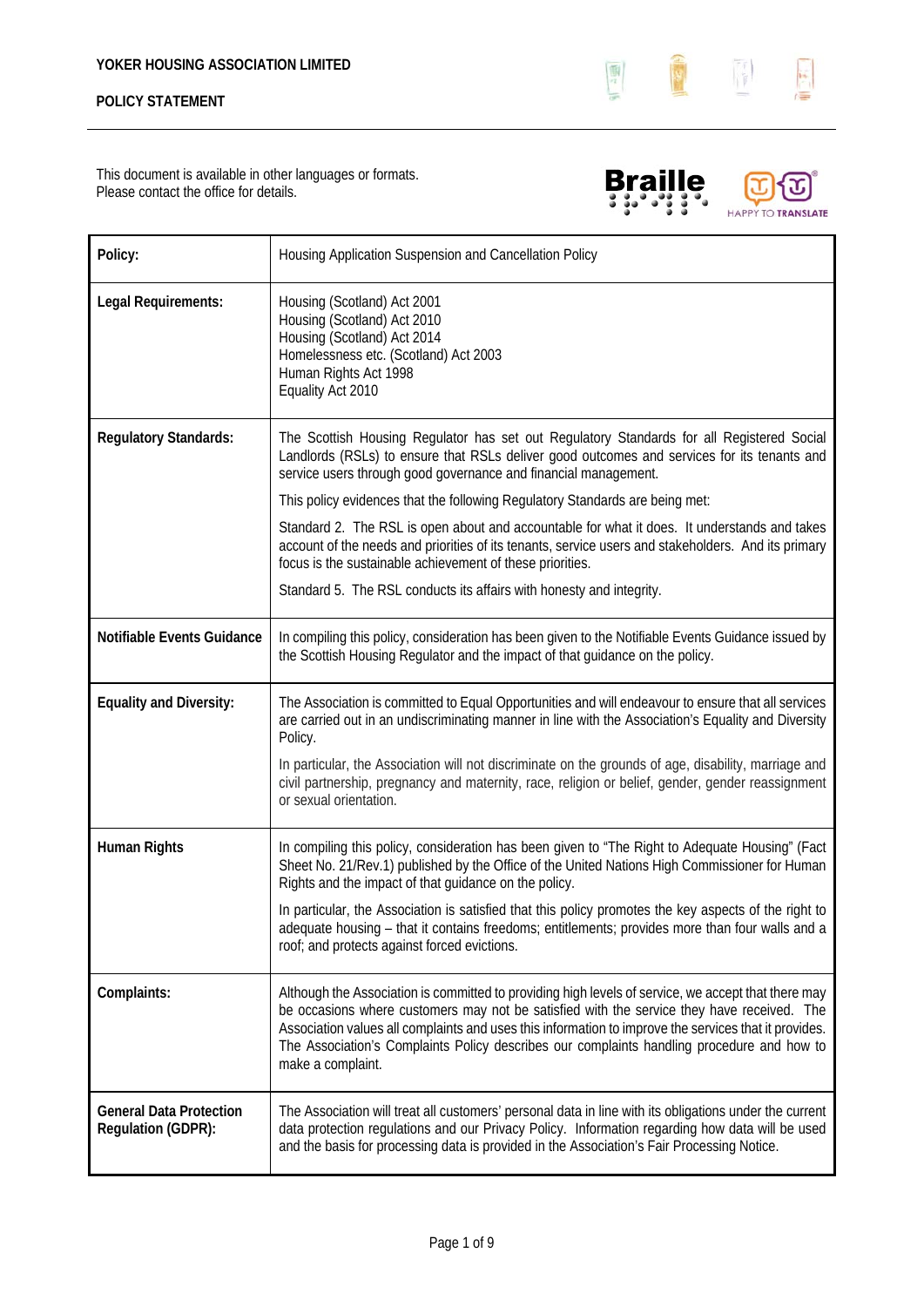**YOKER HOUSING ASSOCIATION LIMITED**

**POLICY STATEMENT**

This document is available in other languages or formats.
Please contact the office for details.

| **Policy:** | Housing Application Suspension and Cancellation Policy |
|---|---|
| **Legal Requirements:** | Housing (Scotland) Act 2001<br>Housing (Scotland) Act 2010<br>Housing (Scotland) Act 2014<br>Homelessness etc. (Scotland) Act 2003<br>Human Rights Act 1998<br>Equality Act 2010 |
| **Regulatory Standards:** | The Scottish Housing Regulator has set out Regulatory Standards for all Registered Social Landlords (RSLs) to ensure that RSLs deliver good outcomes and services for its tenants and service users through good governance and financial management.<br><br>This policy evidences that the following Regulatory Standards are being met:<br><br>Standard 2. The RSL is open about and accountable for what it does. It understands and takes account of the needs and priorities of its tenants, service users and stakeholders. And its primary focus is the sustainable achievement of these priorities.<br><br>Standard 5. The RSL conducts its affairs with honesty and integrity. |
| **Notifiable Events Guidance** | In compiling this policy, consideration has been given to the Notifiable Events Guidance issued by the Scottish Housing Regulator and the impact of that guidance on the policy. |
| **Equality and Diversity:** | The Association is committed to Equal Opportunities and will endeavour to ensure that all services are carried out in an undiscriminating manner in line with the Association's Equality and Diversity Policy.<br><br>In particular, the Association will not discriminate on the grounds of age, disability, marriage and civil partnership, pregnancy and maternity, race, religion or belief, gender, gender reassignment or sexual orientation. |
| **Human Rights** | In compiling this policy, consideration has been given to "The Right to Adequate Housing" (Fact Sheet No. 21/Rev.1) published by the Office of the United Nations High Commissioner for Human Rights and the impact of that guidance on the policy.<br><br>In particular, the Association is satisfied that this policy promotes the key aspects of the right to adequate housing – that it contains freedoms; entitlements; provides more than four walls and a roof; and protects against forced evictions. |
| **Complaints:** | Although the Association is committed to providing high levels of service, we accept that there may be occasions where customers may not be satisfied with the service they have received. The Association values all complaints and uses this information to improve the services that it provides. The Association's Complaints Policy describes our complaints handling procedure and how to make a complaint. |
| **General Data Protection Regulation (GDPR):** | The Association will treat all customers' personal data in line with its obligations under the current data protection regulations and our Privacy Policy. Information regarding how data will be used and the basis for processing data is provided in the Association's Fair Processing Notice. |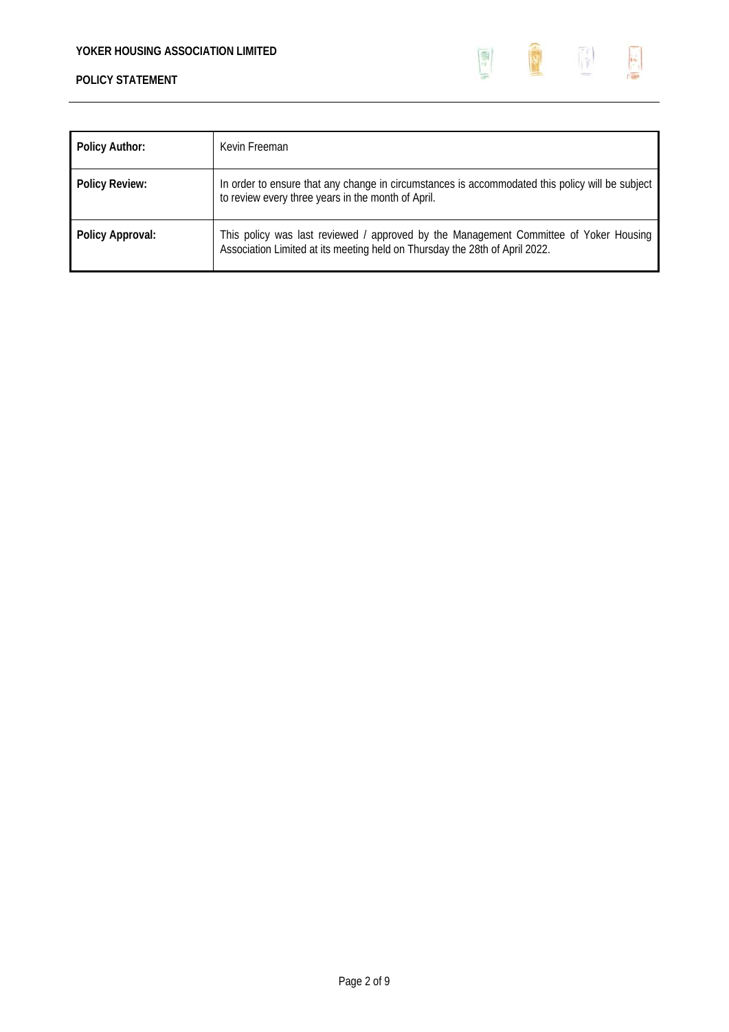| Policy Author: | Kevin Freeman |
|---|---|
| Policy Review: | In order to ensure that any change in circumstances is accommodated this policy will be subject to review every three years in the month of April. |
| Policy Approval: | This policy was last reviewed / approved by the Management Committee of Yoker Housing Association Limited at its meeting held on Thursday the 28th of April 2022. |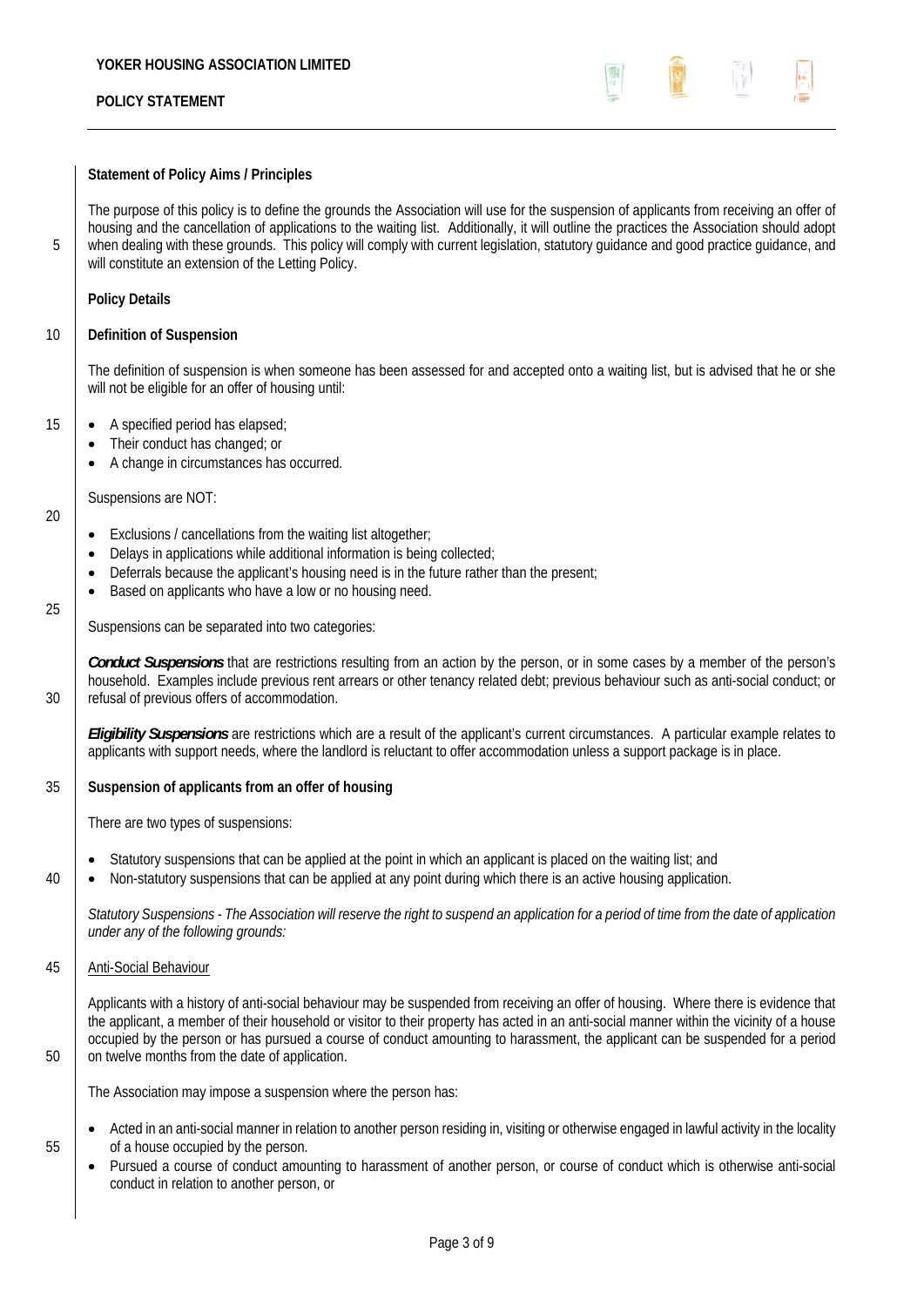**Statement of Policy Aims / Principles**

The purpose of this policy is to define the grounds the Association will use for the suspension of applicants from receiving an offer of housing and the cancellation of applications to the waiting list. Additionally, it will outline the practices the Association should adopt when dealing with these grounds. This policy will comply with current legislation, statutory guidance and good practice guidance, and will constitute an extension of the Letting Policy.

**Policy Details**

**Definition of Suspension**

The definition of suspension is when someone has been assessed for and accepted onto a waiting list, but is advised that he or she will not be eligible for an offer of housing until:

- A specified period has elapsed;
- Their conduct has changed; or
- A change in circumstances has occurred.

Suspensions are NOT:

- Exclusions / cancellations from the waiting list altogether;
- Delays in applications while additional information is being collected;
- Deferrals because the applicant's housing need is in the future rather than the present;
- Based on applicants who have a low or no housing need.

Suspensions can be separated into two categories:

***Conduct Suspensions*** that are restrictions resulting from an action by the person, or in some cases by a member of the person's household. Examples include previous rent arrears or other tenancy related debt; previous behaviour such as anti-social conduct; or refusal of previous offers of accommodation.

***Eligibility Suspensions*** are restrictions which are a result of the applicant's current circumstances. A particular example relates to applicants with support needs, where the landlord is reluctant to offer accommodation unless a support package is in place.

**Suspension of applicants from an offer of housing**

There are two types of suspensions:

- Statutory suspensions that can be applied at the point in which an applicant is placed on the waiting list; and
- Non-statutory suspensions that can be applied at any point during which there is an active housing application.

*Statutory Suspensions - The Association will reserve the right to suspend an application for a period of time from the date of application under any of the following grounds:*

<u>Anti-Social Behaviour</u>

Applicants with a history of anti-social behaviour may be suspended from receiving an offer of housing. Where there is evidence that the applicant, a member of their household or visitor to their property has acted in an anti-social manner within the vicinity of a house occupied by the person or has pursued a course of conduct amounting to harassment, the applicant can be suspended for a period on twelve months from the date of application.

The Association may impose a suspension where the person has:

- Acted in an anti-social manner in relation to another person residing in, visiting or otherwise engaged in lawful activity in the locality of a house occupied by the person.
- Pursued a course of conduct amounting to harassment of another person, or course of conduct which is otherwise anti-social conduct in relation to another person, or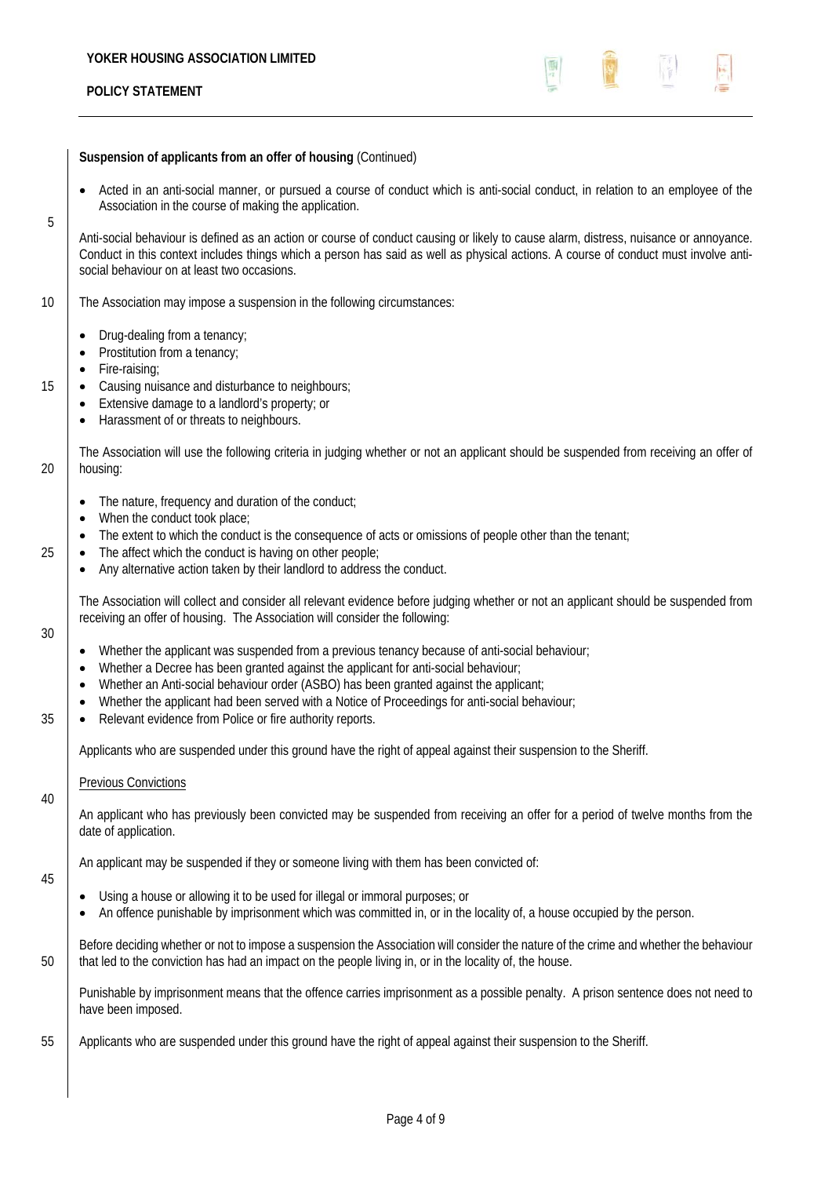**Suspension of applicants from an offer of housing** (Continued)

- Acted in an anti-social manner, or pursued a course of conduct which is anti-social conduct, in relation to an employee of the Association in the course of making the application.

Anti-social behaviour is defined as an action or course of conduct causing or likely to cause alarm, distress, nuisance or annoyance. Conduct in this context includes things which a person has said as well as physical actions. A course of conduct must involve anti-social behaviour on at least two occasions.

The Association may impose a suspension in the following circumstances:

- Drug-dealing from a tenancy;
- Prostitution from a tenancy;
- Fire-raising;
- Causing nuisance and disturbance to neighbours;
- Extensive damage to a landlord's property; or
- Harassment of or threats to neighbours.

The Association will use the following criteria in judging whether or not an applicant should be suspended from receiving an offer of housing:

- The nature, frequency and duration of the conduct;
- When the conduct took place;
- The extent to which the conduct is the consequence of acts or omissions of people other than the tenant;
- The affect which the conduct is having on other people;
- Any alternative action taken by their landlord to address the conduct.

The Association will collect and consider all relevant evidence before judging whether or not an applicant should be suspended from receiving an offer of housing. The Association will consider the following:

- Whether the applicant was suspended from a previous tenancy because of anti-social behaviour;
- Whether a Decree has been granted against the applicant for anti-social behaviour;
- Whether an Anti-social behaviour order (ASBO) has been granted against the applicant;
- Whether the applicant had been served with a Notice of Proceedings for anti-social behaviour;
- Relevant evidence from Police or fire authority reports.

Applicants who are suspended under this ground have the right of appeal against their suspension to the Sheriff.

Previous Convictions

An applicant who has previously been convicted may be suspended from receiving an offer for a period of twelve months from the date of application.

An applicant may be suspended if they or someone living with them has been convicted of:

- Using a house or allowing it to be used for illegal or immoral purposes; or
- An offence punishable by imprisonment which was committed in, or in the locality of, a house occupied by the person.

Before deciding whether or not to impose a suspension the Association will consider the nature of the crime and whether the behaviour that led to the conviction has had an impact on the people living in, or in the locality of, the house.

Punishable by imprisonment means that the offence carries imprisonment as a possible penalty. A prison sentence does not need to have been imposed.

Applicants who are suspended under this ground have the right of appeal against their suspension to the Sheriff.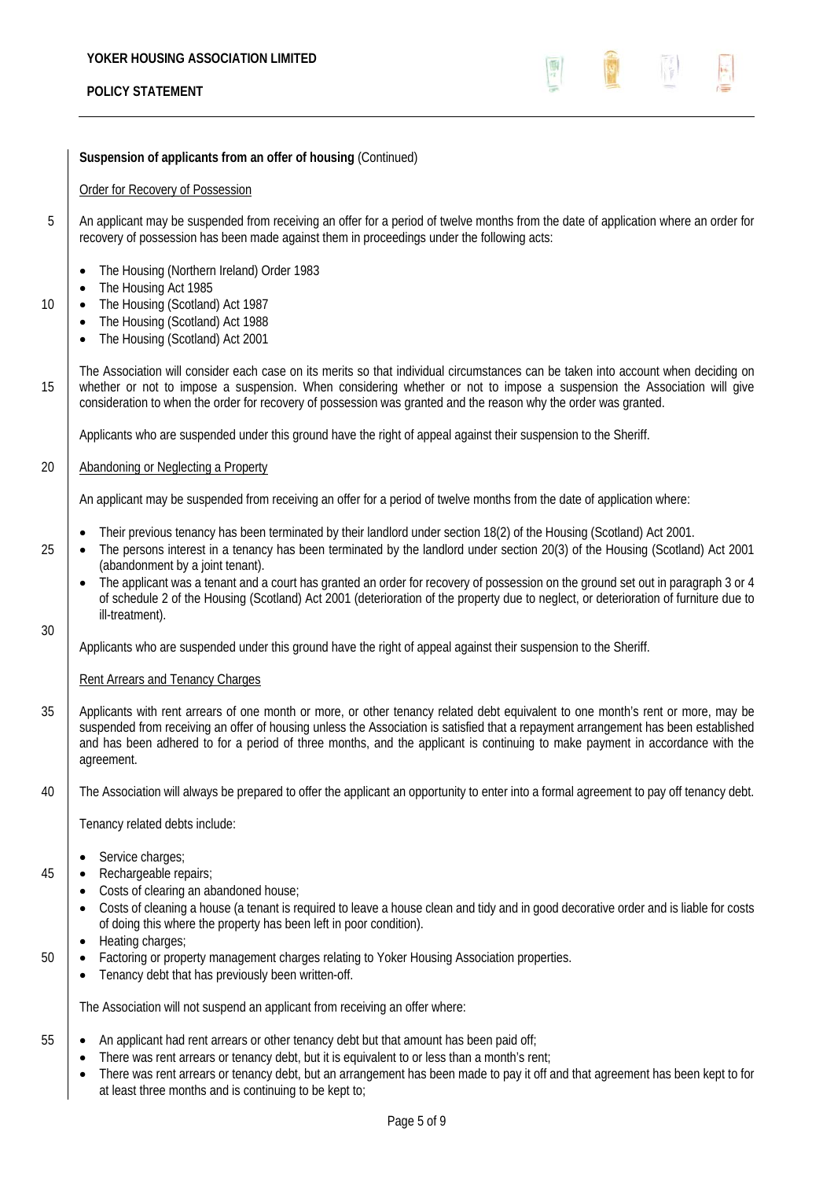**Suspension of applicants from an offer of housing** (Continued)

Order for Recovery of Possession

An applicant may be suspended from receiving an offer for a period of twelve months from the date of application where an order for recovery of possession has been made against them in proceedings under the following acts:

- The Housing (Northern Ireland) Order 1983
- The Housing Act 1985
- The Housing (Scotland) Act 1987
- The Housing (Scotland) Act 1988
- The Housing (Scotland) Act 2001

The Association will consider each case on its merits so that individual circumstances can be taken into account when deciding on whether or not to impose a suspension. When considering whether or not to impose a suspension the Association will give consideration to when the order for recovery of possession was granted and the reason why the order was granted.

Applicants who are suspended under this ground have the right of appeal against their suspension to the Sheriff.

Abandoning or Neglecting a Property

An applicant may be suspended from receiving an offer for a period of twelve months from the date of application where:

- Their previous tenancy has been terminated by their landlord under section 18(2) of the Housing (Scotland) Act 2001.
- The persons interest in a tenancy has been terminated by the landlord under section 20(3) of the Housing (Scotland) Act 2001 (abandonment by a joint tenant).
- The applicant was a tenant and a court has granted an order for recovery of possession on the ground set out in paragraph 3 or 4 of schedule 2 of the Housing (Scotland) Act 2001 (deterioration of the property due to neglect, or deterioration of furniture due to ill-treatment).

Applicants who are suspended under this ground have the right of appeal against their suspension to the Sheriff.

Rent Arrears and Tenancy Charges

Applicants with rent arrears of one month or more, or other tenancy related debt equivalent to one month's rent or more, may be suspended from receiving an offer of housing unless the Association is satisfied that a repayment arrangement has been established and has been adhered to for a period of three months, and the applicant is continuing to make payment in accordance with the agreement.

The Association will always be prepared to offer the applicant an opportunity to enter into a formal agreement to pay off tenancy debt.

Tenancy related debts include:

- Service charges;
- Rechargeable repairs;
- Costs of clearing an abandoned house;
- Costs of cleaning a house (a tenant is required to leave a house clean and tidy and in good decorative order and is liable for costs of doing this where the property has been left in poor condition).
- Heating charges;
- Factoring or property management charges relating to Yoker Housing Association properties.
- Tenancy debt that has previously been written-off.

The Association will not suspend an applicant from receiving an offer where:

- An applicant had rent arrears or other tenancy debt but that amount has been paid off;
- There was rent arrears or tenancy debt, but it is equivalent to or less than a month's rent;
- There was rent arrears or tenancy debt, but an arrangement has been made to pay it off and that agreement has been kept to for at least three months and is continuing to be kept to;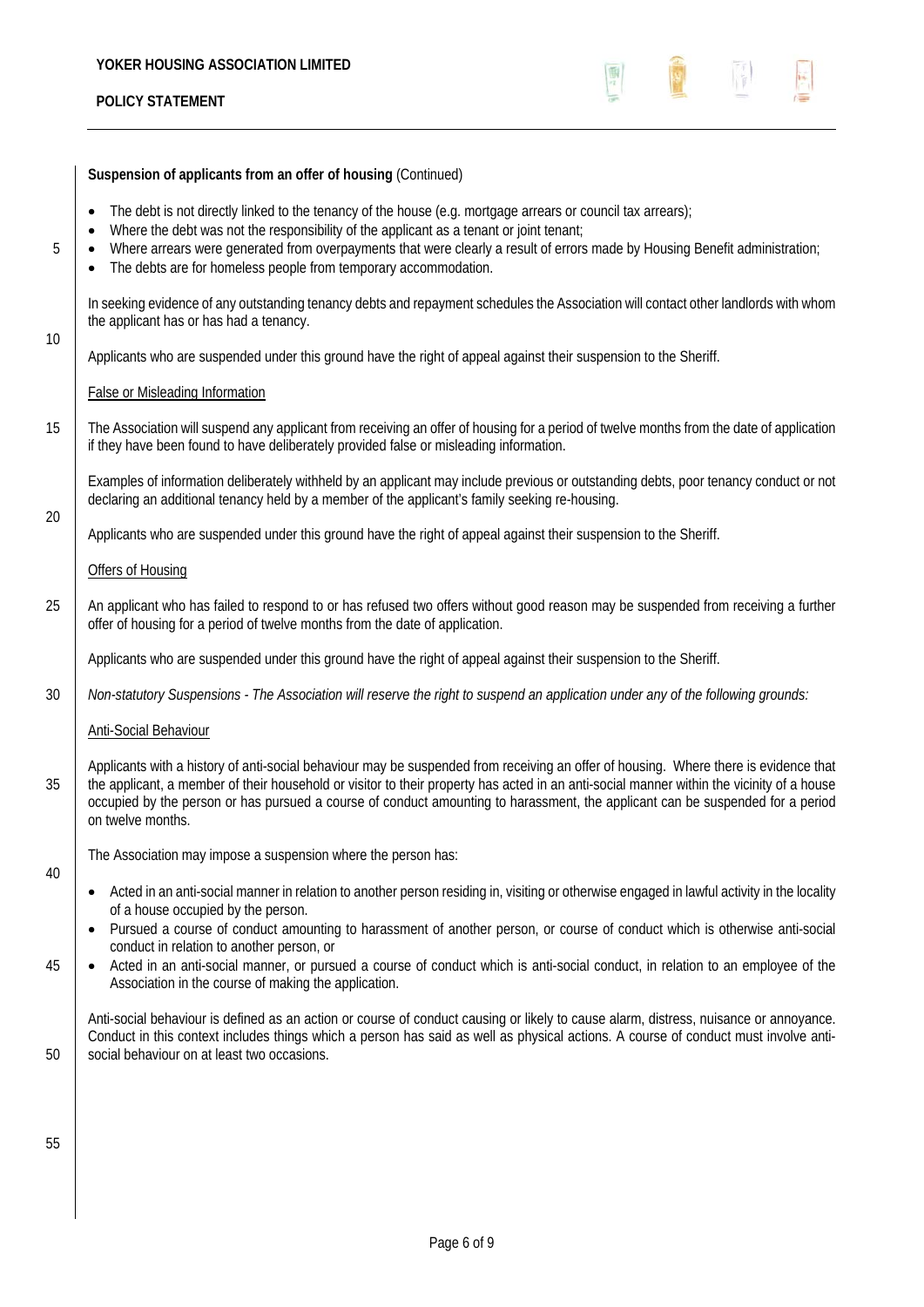**Suspension of applicants from an offer of housing** (Continued)

- The debt is not directly linked to the tenancy of the house (e.g. mortgage arrears or council tax arrears);
- Where the debt was not the responsibility of the applicant as a tenant or joint tenant;
- Where arrears were generated from overpayments that were clearly a result of errors made by Housing Benefit administration;
- The debts are for homeless people from temporary accommodation.

In seeking evidence of any outstanding tenancy debts and repayment schedules the Association will contact other landlords with whom the applicant has or has had a tenancy.

Applicants who are suspended under this ground have the right of appeal against their suspension to the Sheriff.

<u>False or Misleading Information</u>

The Association will suspend any applicant from receiving an offer of housing for a period of twelve months from the date of application if they have been found to have deliberately provided false or misleading information.

Examples of information deliberately withheld by an applicant may include previous or outstanding debts, poor tenancy conduct or not declaring an additional tenancy held by a member of the applicant's family seeking re-housing.

Applicants who are suspended under this ground have the right of appeal against their suspension to the Sheriff.

<u>Offers of Housing</u>

An applicant who has failed to respond to or has refused two offers without good reason may be suspended from receiving a further offer of housing for a period of twelve months from the date of application.

Applicants who are suspended under this ground have the right of appeal against their suspension to the Sheriff.

*Non-statutory Suspensions - The Association will reserve the right to suspend an application under any of the following grounds:*

<u>Anti-Social Behaviour</u>

Applicants with a history of anti-social behaviour may be suspended from receiving an offer of housing. Where there is evidence that the applicant, a member of their household or visitor to their property has acted in an anti-social manner within the vicinity of a house occupied by the person or has pursued a course of conduct amounting to harassment, the applicant can be suspended for a period on twelve months.

The Association may impose a suspension where the person has:

- Acted in an anti-social manner in relation to another person residing in, visiting or otherwise engaged in lawful activity in the locality of a house occupied by the person.
- Pursued a course of conduct amounting to harassment of another person, or course of conduct which is otherwise anti-social conduct in relation to another person, or
- Acted in an anti-social manner, or pursued a course of conduct which is anti-social conduct, in relation to an employee of the Association in the course of making the application.

Anti-social behaviour is defined as an action or course of conduct causing or likely to cause alarm, distress, nuisance or annoyance. Conduct in this context includes things which a person has said as well as physical actions. A course of conduct must involve anti-social behaviour on at least two occasions.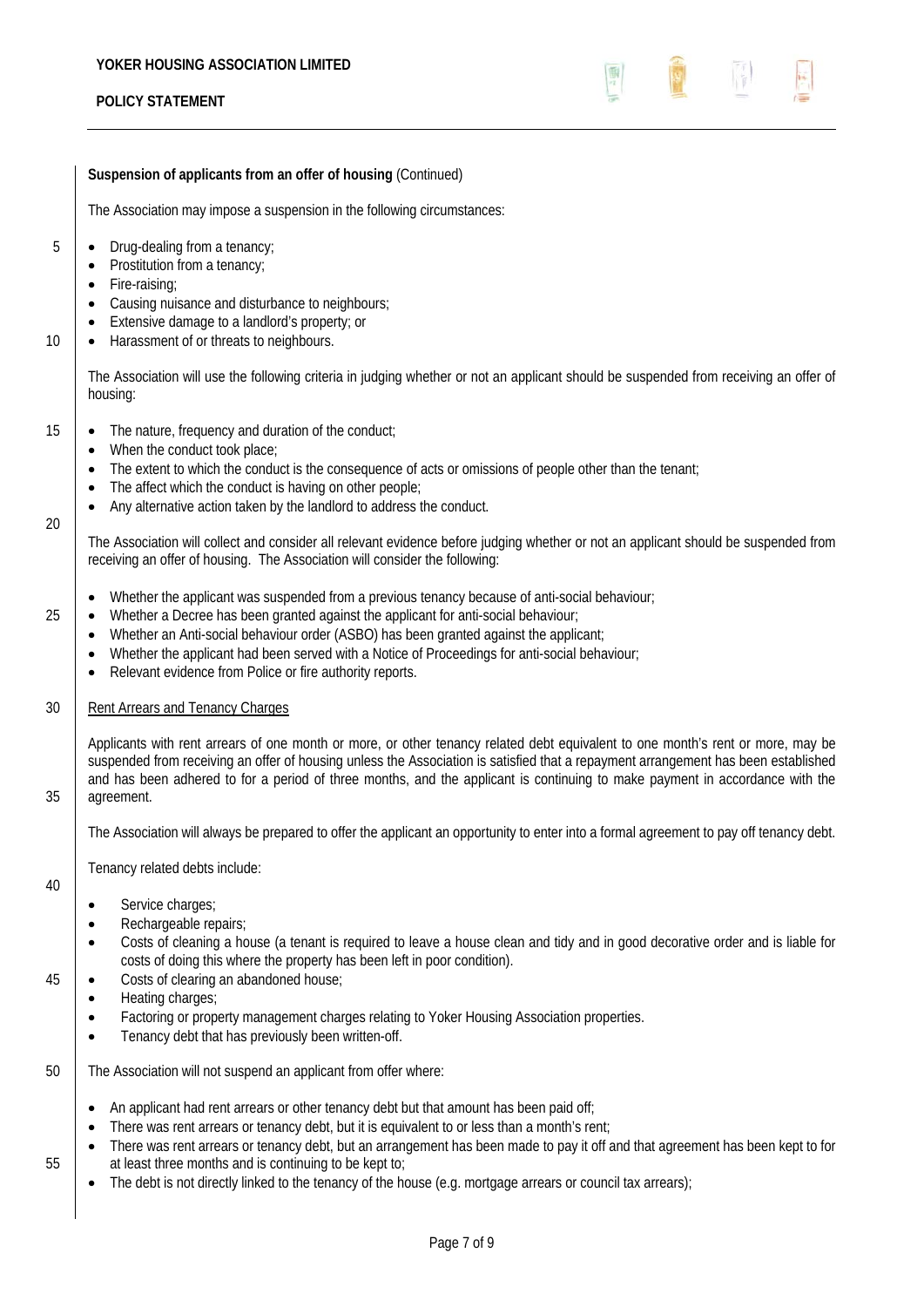**Suspension of applicants from an offer of housing** (Continued)

The Association may impose a suspension in the following circumstances:

- Drug-dealing from a tenancy;
- Prostitution from a tenancy;
- Fire-raising;
- Causing nuisance and disturbance to neighbours;
- Extensive damage to a landlord's property; or
- Harassment of or threats to neighbours.

The Association will use the following criteria in judging whether or not an applicant should be suspended from receiving an offer of housing:

- The nature, frequency and duration of the conduct;
- When the conduct took place;
- The extent to which the conduct is the consequence of acts or omissions of people other than the tenant;
- The affect which the conduct is having on other people;
- Any alternative action taken by the landlord to address the conduct.

The Association will collect and consider all relevant evidence before judging whether or not an applicant should be suspended from receiving an offer of housing. The Association will consider the following:

- Whether the applicant was suspended from a previous tenancy because of anti-social behaviour;
- Whether a Decree has been granted against the applicant for anti-social behaviour;
- Whether an Anti-social behaviour order (ASBO) has been granted against the applicant;
- Whether the applicant had been served with a Notice of Proceedings for anti-social behaviour;
- Relevant evidence from Police or fire authority reports.

<u>Rent Arrears and Tenancy Charges</u>

Applicants with rent arrears of one month or more, or other tenancy related debt equivalent to one month's rent or more, may be suspended from receiving an offer of housing unless the Association is satisfied that a repayment arrangement has been established and has been adhered to for a period of three months, and the applicant is continuing to make payment in accordance with the agreement.

The Association will always be prepared to offer the applicant an opportunity to enter into a formal agreement to pay off tenancy debt.

Tenancy related debts include:

- Service charges;
- Rechargeable repairs;
- Costs of cleaning a house (a tenant is required to leave a house clean and tidy and in good decorative order and is liable for costs of doing this where the property has been left in poor condition).
- Costs of clearing an abandoned house;
- Heating charges;
- Factoring or property management charges relating to Yoker Housing Association properties.
- Tenancy debt that has previously been written-off.

The Association will not suspend an applicant from offer where:

- An applicant had rent arrears or other tenancy debt but that amount has been paid off;
- There was rent arrears or tenancy debt, but it is equivalent to or less than a month's rent;
- There was rent arrears or tenancy debt, but an arrangement has been made to pay it off and that agreement has been kept to for at least three months and is continuing to be kept to;
- The debt is not directly linked to the tenancy of the house (e.g. mortgage arrears or council tax arrears);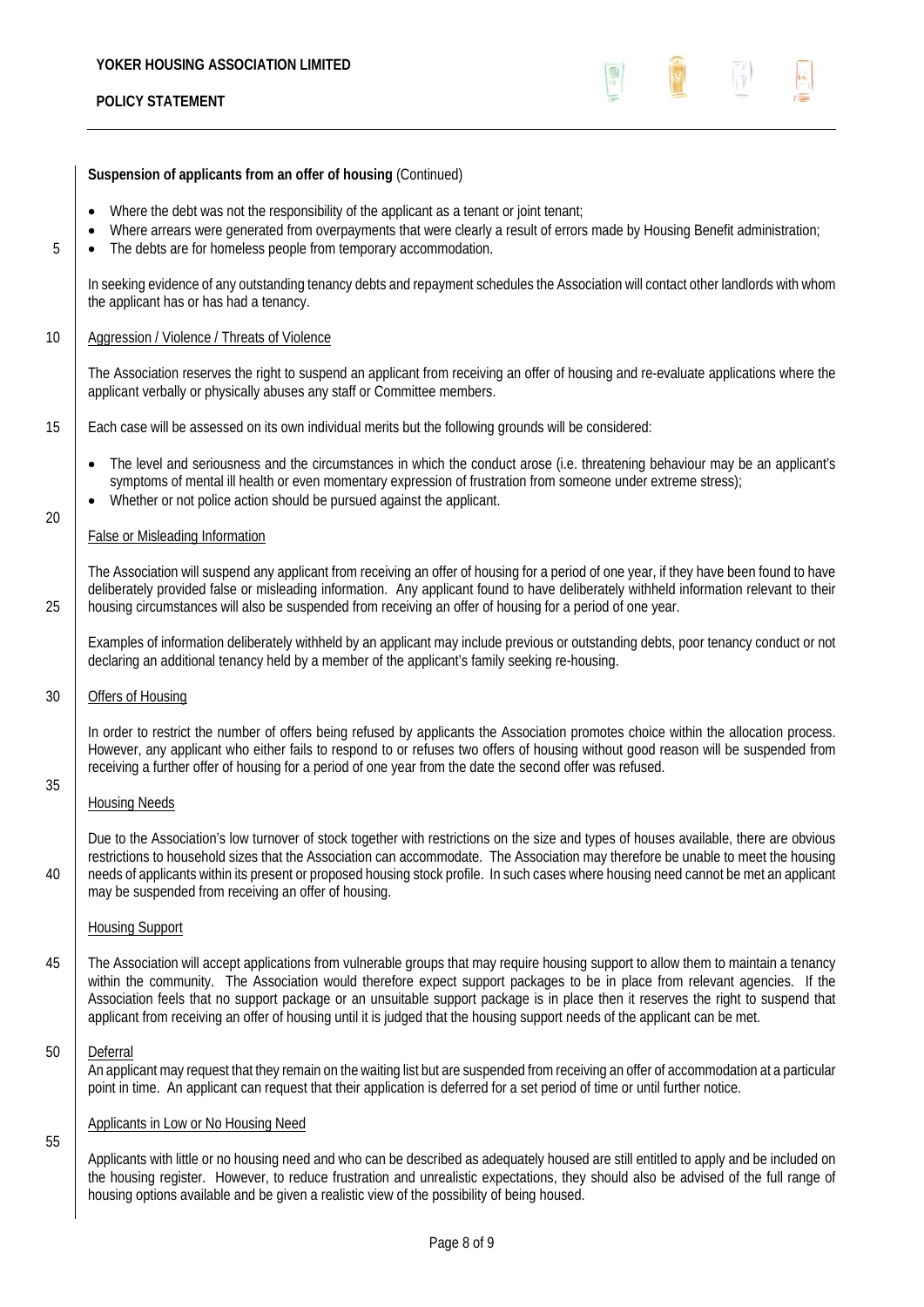**Suspension of applicants from an offer of housing** (Continued)

- Where the debt was not the responsibility of the applicant as a tenant or joint tenant;
- Where arrears were generated from overpayments that were clearly a result of errors made by Housing Benefit administration;
- The debts are for homeless people from temporary accommodation.

In seeking evidence of any outstanding tenancy debts and repayment schedules the Association will contact other landlords with whom the applicant has or has had a tenancy.

Aggression / Violence / Threats of Violence

The Association reserves the right to suspend an applicant from receiving an offer of housing and re-evaluate applications where the applicant verbally or physically abuses any staff or Committee members.

Each case will be assessed on its own individual merits but the following grounds will be considered:

- The level and seriousness and the circumstances in which the conduct arose (i.e. threatening behaviour may be an applicant's symptoms of mental ill health or even momentary expression of frustration from someone under extreme stress);
- Whether or not police action should be pursued against the applicant.

False or Misleading Information

The Association will suspend any applicant from receiving an offer of housing for a period of one year, if they have been found to have deliberately provided false or misleading information. Any applicant found to have deliberately withheld information relevant to their housing circumstances will also be suspended from receiving an offer of housing for a period of one year.

Examples of information deliberately withheld by an applicant may include previous or outstanding debts, poor tenancy conduct or not declaring an additional tenancy held by a member of the applicant's family seeking re-housing.

Offers of Housing

In order to restrict the number of offers being refused by applicants the Association promotes choice within the allocation process. However, any applicant who either fails to respond to or refuses two offers of housing without good reason will be suspended from receiving a further offer of housing for a period of one year from the date the second offer was refused.

Housing Needs

Due to the Association's low turnover of stock together with restrictions on the size and types of houses available, there are obvious restrictions to household sizes that the Association can accommodate. The Association may therefore be unable to meet the housing needs of applicants within its present or proposed housing stock profile. In such cases where housing need cannot be met an applicant may be suspended from receiving an offer of housing.

Housing Support

The Association will accept applications from vulnerable groups that may require housing support to allow them to maintain a tenancy within the community. The Association would therefore expect support packages to be in place from relevant agencies. If the Association feels that no support package or an unsuitable support package is in place then it reserves the right to suspend that applicant from receiving an offer of housing until it is judged that the housing support needs of the applicant can be met.

Deferral

An applicant may request that they remain on the waiting list but are suspended from receiving an offer of accommodation at a particular point in time. An applicant can request that their application is deferred for a set period of time or until further notice.

Applicants in Low or No Housing Need

Applicants with little or no housing need and who can be described as adequately housed are still entitled to apply and be included on the housing register. However, to reduce frustration and unrealistic expectations, they should also be advised of the full range of housing options available and be given a realistic view of the possibility of being housed.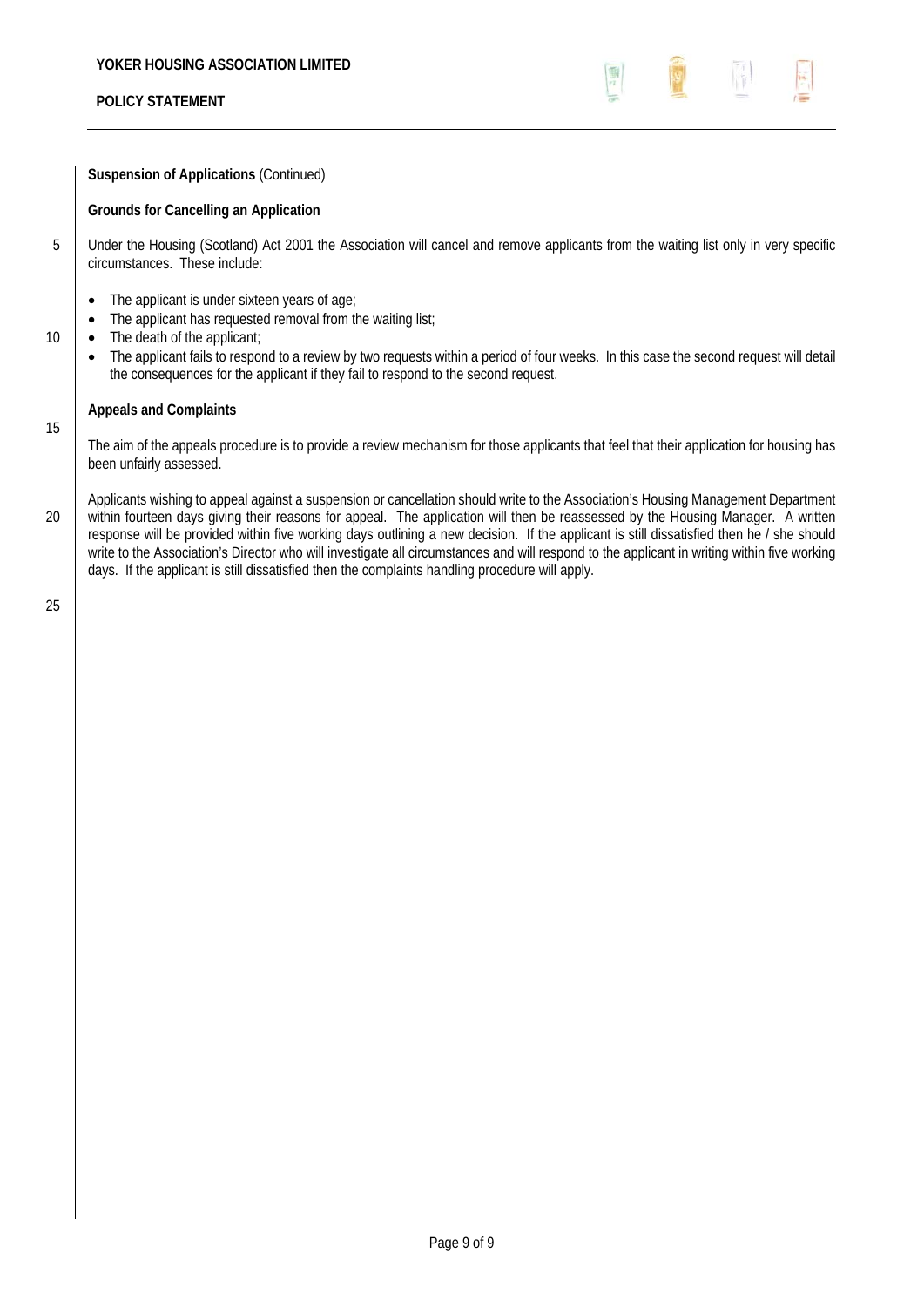**Suspension of Applications** (Continued)

**Grounds for Cancelling an Application**

Under the Housing (Scotland) Act 2001 the Association will cancel and remove applicants from the waiting list only in very specific circumstances. These include:

- The applicant is under sixteen years of age;
- The applicant has requested removal from the waiting list;
- The death of the applicant;
- The applicant fails to respond to a review by two requests within a period of four weeks. In this case the second request will detail the consequences for the applicant if they fail to respond to the second request.

**Appeals and Complaints**

The aim of the appeals procedure is to provide a review mechanism for those applicants that feel that their application for housing has been unfairly assessed.

Applicants wishing to appeal against a suspension or cancellation should write to the Association's Housing Management Department within fourteen days giving their reasons for appeal. The application will then be reassessed by the Housing Manager. A written response will be provided within five working days outlining a new decision. If the applicant is still dissatisfied then he / she should write to the Association's Director who will investigate all circumstances and will respond to the applicant in writing within five working days. If the applicant is still dissatisfied then the complaints handling procedure will apply.